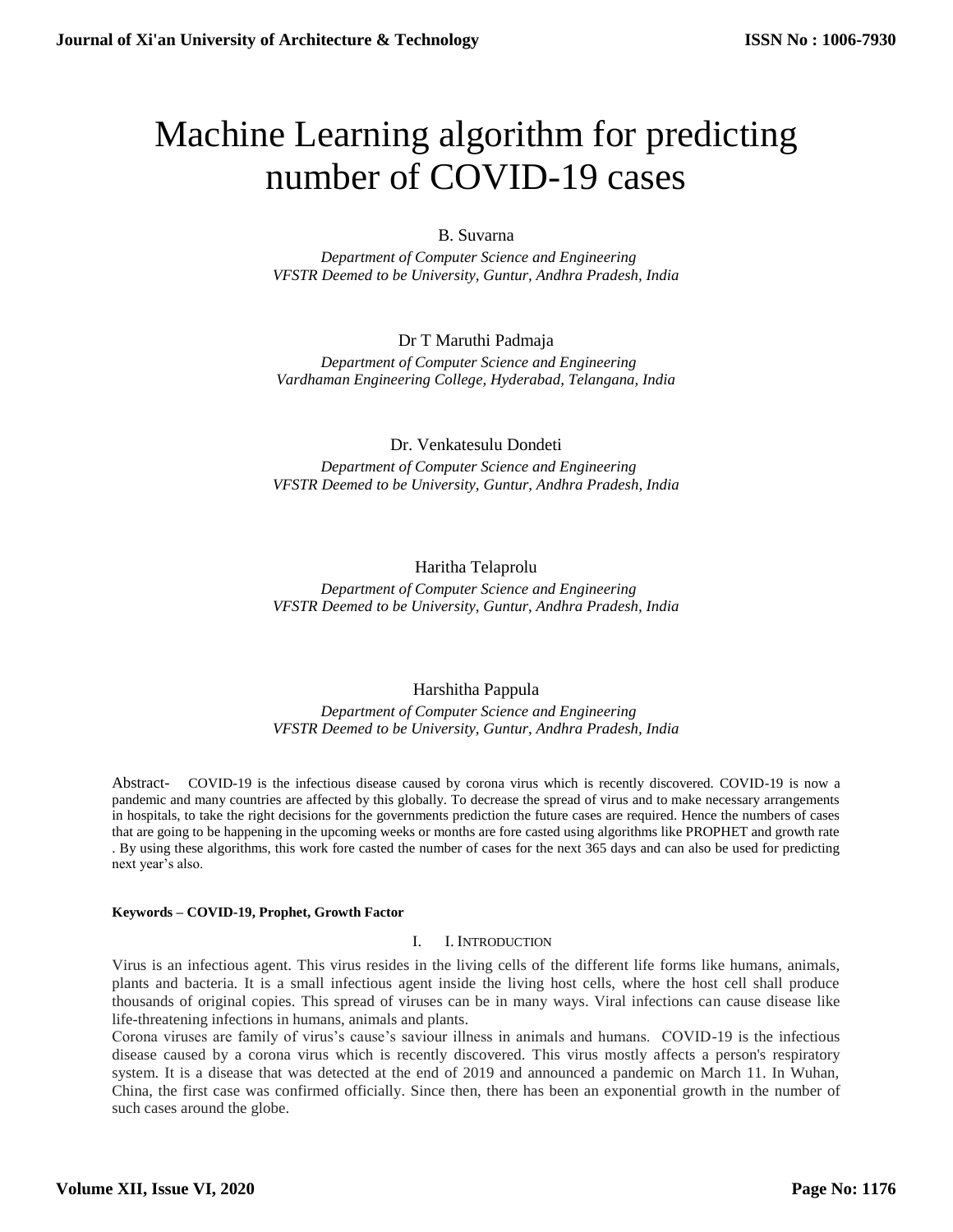# Machine Learning algorithm for predicting number of COVID-19 cases

B. Suvarna

*Department of Computer Science and Engineering*
*VFSTR Deemed to be University, Guntur, Andhra Pradesh, India*

Dr T Maruthi Padmaja

*Department of Computer Science and Engineering*
*Vardhaman Engineering College, Hyderabad, Telangana, India*

Dr. Venkatesulu Dondeti

*Department of Computer Science and Engineering*
*VFSTR Deemed to be University, Guntur, Andhra Pradesh, India*

Haritha Telaprolu

*Department of Computer Science and Engineering*
*VFSTR Deemed to be University, Guntur, Andhra Pradesh, India*

Harshitha Pappula

*Department of Computer Science and Engineering*
*VFSTR Deemed to be University, Guntur, Andhra Pradesh, India*

Abstract- COVID-19 is the infectious disease caused by corona virus which is recently discovered. COVID-19 is now a pandemic and many countries are affected by this globally. To decrease the spread of virus and to make necessary arrangements in hospitals, to take the right decisions for the governments prediction the future cases are required. Hence the numbers of cases that are going to be happening in the upcoming weeks or months are fore casted using algorithms like PROPHET and growth rate . By using these algorithms, this work fore casted the number of cases for the next 365 days and can also be used for predicting next year's also.

**Keywords – COVID-19, Prophet, Growth Factor**

## I. I. INTRODUCTION

Virus is an infectious agent. This virus resides in the living cells of the different life forms like humans, animals, plants and bacteria. It is a small infectious agent inside the living host cells, where the host cell shall produce thousands of original copies. This spread of viruses can be in many ways. Viral infections can cause disease like life-threatening infections in humans, animals and plants.

Corona viruses are family of virus's cause's saviour illness in animals and humans. COVID-19 is the infectious disease caused by a corona virus which is recently discovered. This virus mostly affects a person's respiratory system. It is a disease that was detected at the end of 2019 and announced a pandemic on March 11. In Wuhan, China, the first case was confirmed officially. Since then, there has been an exponential growth in the number of such cases around the globe.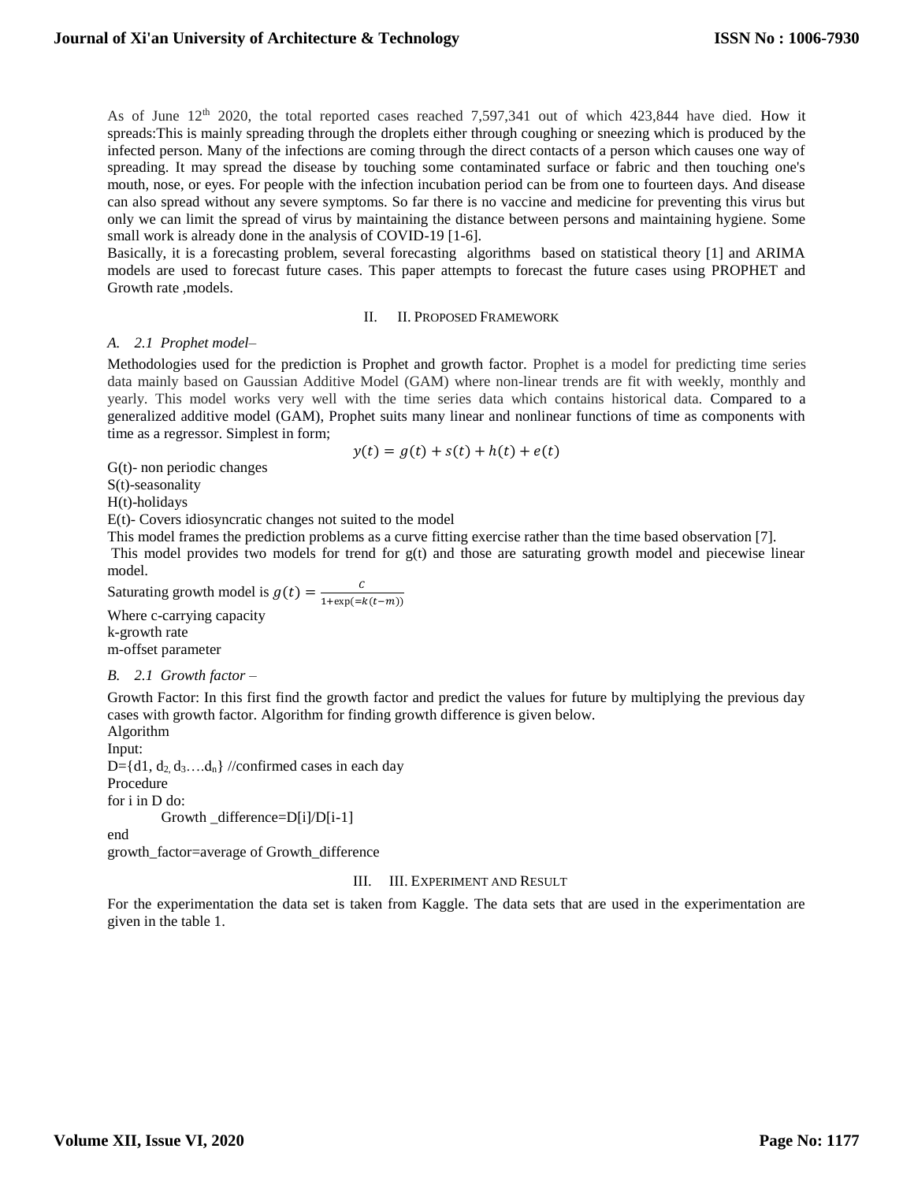As of June 12th 2020, the total reported cases reached 7,597,341 out of which 423,844 have died. How it spreads:This is mainly spreading through the droplets either through coughing or sneezing which is produced by the infected person. Many of the infections are coming through the direct contacts of a person which causes one way of spreading. It may spread the disease by touching some contaminated surface or fabric and then touching one's mouth, nose, or eyes. For people with the infection incubation period can be from one to fourteen days. And disease can also spread without any severe symptoms. So far there is no vaccine and medicine for preventing this virus but only we can limit the spread of virus by maintaining the distance between persons and maintaining hygiene. Some small work is already done in the analysis of COVID-19 [1-6].

Basically, it is a forecasting problem, several forecasting algorithms based on statistical theory [1] and ARIMA models are used to forecast future cases. This paper attempts to forecast the future cases using PROPHET and Growth rate ,models.

## II. II. Proposed Framework

### A. 2.1 Prophet model–

Methodologies used for the prediction is Prophet and growth factor. Prophet is a model for predicting time series data mainly based on Gaussian Additive Model (GAM) where non-linear trends are fit with weekly, monthly and yearly. This model works very well with the time series data which contains historical data. Compared to a generalized additive model (GAM), Prophet suits many linear and nonlinear functions of time as components with time as a regressor. Simplest in form;

$$y(t) = g(t) + s(t) + h(t) + e(t)$$

G(t)- non periodic changes

S(t)-seasonality

H(t)-holidays

E(t)- Covers idiosyncratic changes not suited to the model

This model frames the prediction problems as a curve fitting exercise rather than the time based observation [7].

This model provides two models for trend for g(t) and those are saturating growth model and piecewise linear model.

Saturating growth model is $g(t) = \frac{c}{1+\exp(=k(t-m))}$

Where c-carrying capacity

k-growth rate

m-offset parameter

### B. 2.1 Growth factor –

Growth Factor: In this first find the growth factor and predict the values for future by multiplying the previous day cases with growth factor. Algorithm for finding growth difference is given below.

Algorithm

Input:

D={d1, $d_2$, $d_3$….$d_n$} //confirmed cases in each day

Procedure

for i in D do:

Growth _difference=D[i]/D[i-1]

end

growth_factor=average of Growth_difference

## III. III. Experiment and Result

For the experimentation the data set is taken from Kaggle. The data sets that are used in the experimentation are given in the table 1.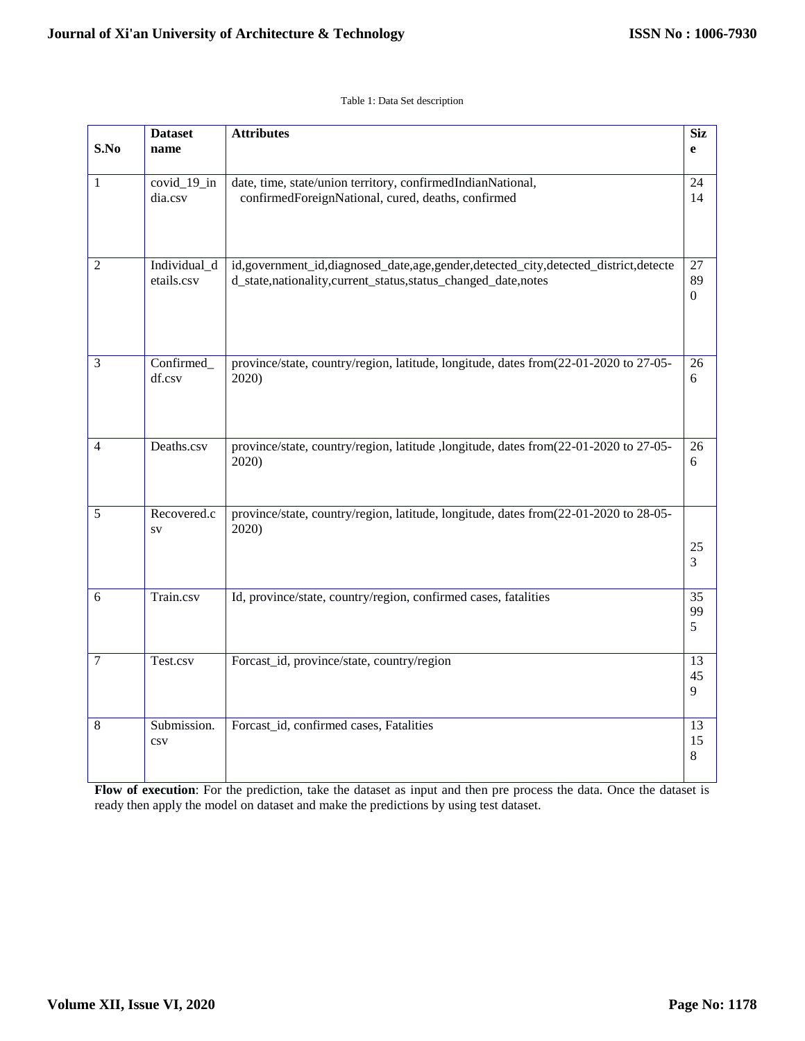Table 1: Data Set description

| S.No | Dataset name | Attributes | Size |
|---|---|---|---|
| 1 | covid_19_india.csv | date, time, state/union territory, confirmedIndianNational, confirmedForeignNational, cured, deaths, confirmed | 2414 |
| 2 | Individual_details.csv | id,government_id,diagnosed_date,age,gender,detected_city,detected_district,detected_state,nationality,current_status,status_changed_date,notes | 27890 |
| 3 | Confirmed_df.csv | province/state, country/region, latitude, longitude, dates from(22-01-2020 to 27-05-2020) | 266 |
| 4 | Deaths.csv | province/state, country/region, latitude ,longitude, dates from(22-01-2020 to 27-05-2020) | 266 |
| 5 | Recovered.csv | province/state, country/region, latitude, longitude, dates from(22-01-2020 to 28-05-2020) | 253 |
| 6 | Train.csv | Id, province/state, country/region, confirmed cases, fatalities | 35995 |
| 7 | Test.csv | Forcast_id, province/state, country/region | 13459 |
| 8 | Submission.csv | Forcast_id, confirmed cases, Fatalities | 13158 |

**Flow of execution**: For the prediction, take the dataset as input and then pre process the data. Once the dataset is ready then apply the model on dataset and make the predictions by using test dataset.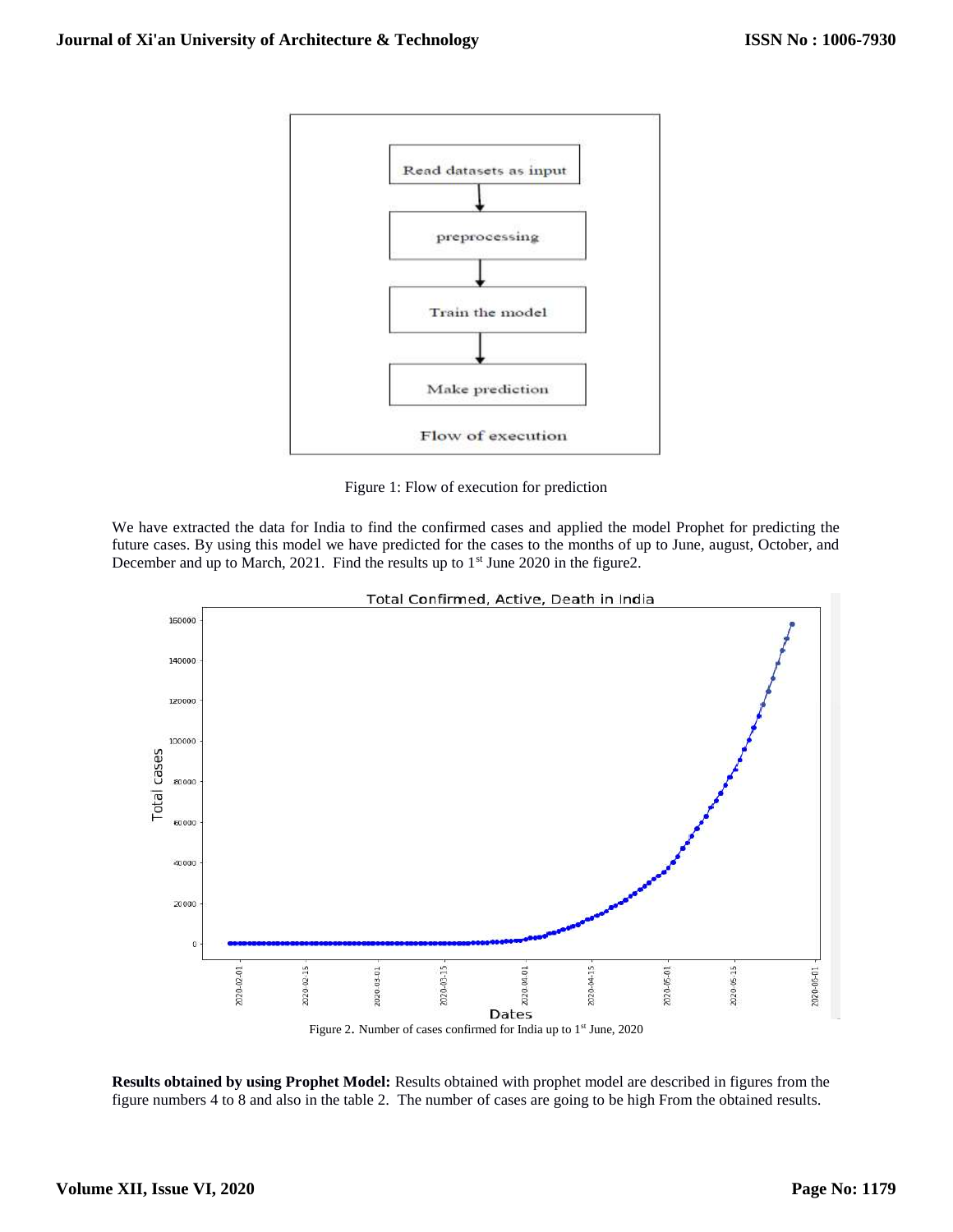Figure 1: Flow of execution for prediction

We have extracted the data for India to find the confirmed cases and applied the model Prophet for predicting the future cases. By using this model we have predicted for the cases to the months of up to June, august, October, and December and up to March, 2021. Find the results up to 1st June 2020 in the figure2.

Figure 2. Number of cases confirmed for India up to 1st June, 2020

**Results obtained by using Prophet Model:** Results obtained with prophet model are described in figures from the figure numbers 4 to 8 and also in the table 2. The number of cases are going to be high From the obtained results.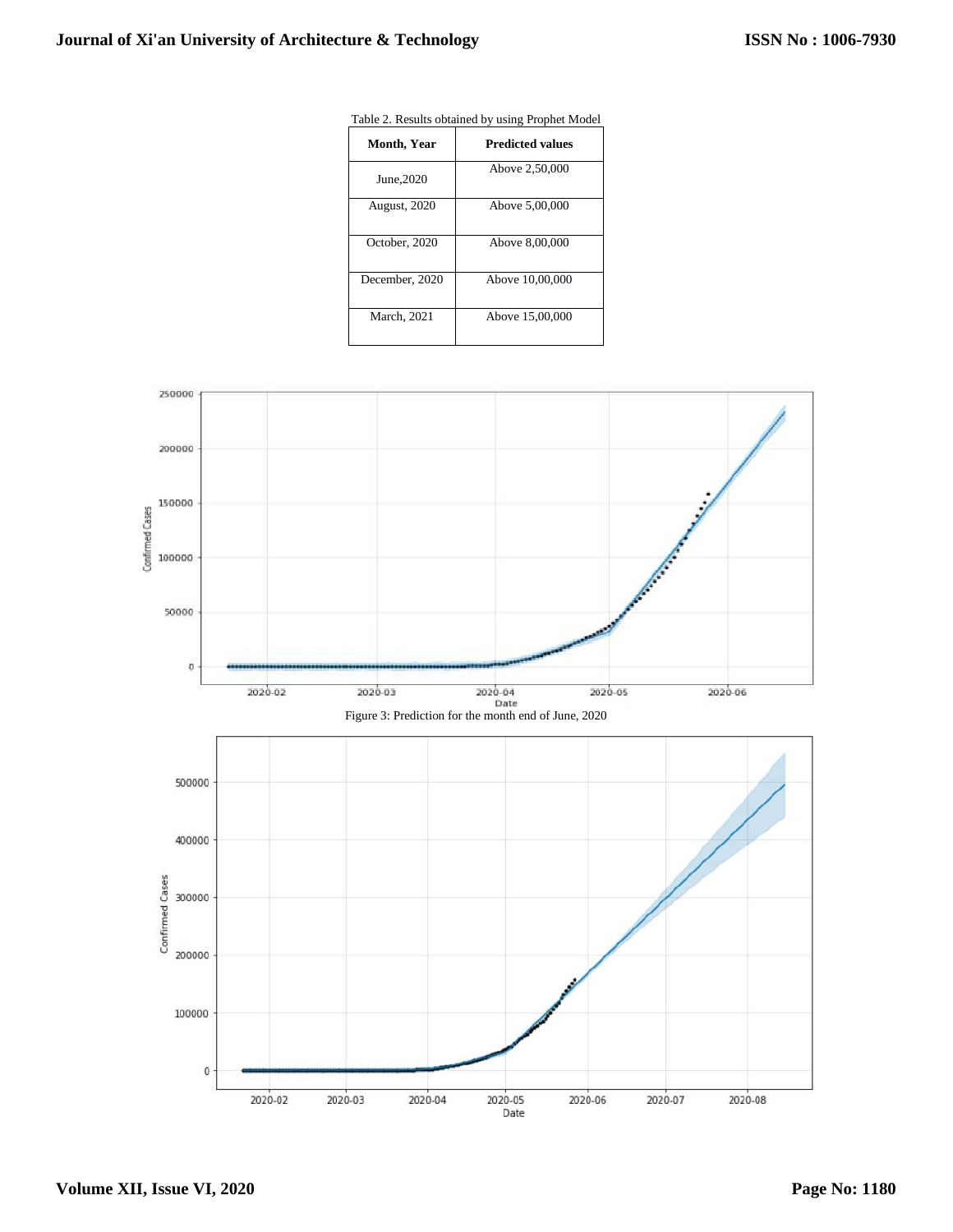Table 2. Results obtained by using Prophet Model

| Month, Year | Predicted values |
|---|---|
| June,2020 | Above 2,50,000 |
| August, 2020 | Above 5,00,000 |
| October, 2020 | Above 8,00,000 |
| December, 2020 | Above 10,00,000 |
| March, 2021 | Above 15,00,000 |

Figure 3: Prediction for the month end of June, 2020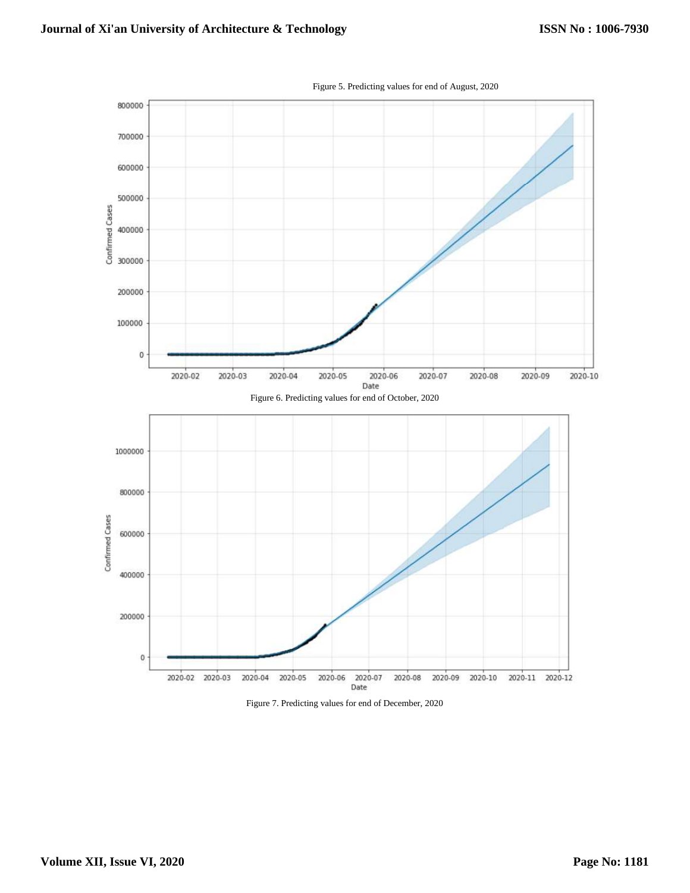Figure 5. Predicting values for end of August, 2020

Figure 6. Predicting values for end of October, 2020

Figure 7. Predicting values for end of December, 2020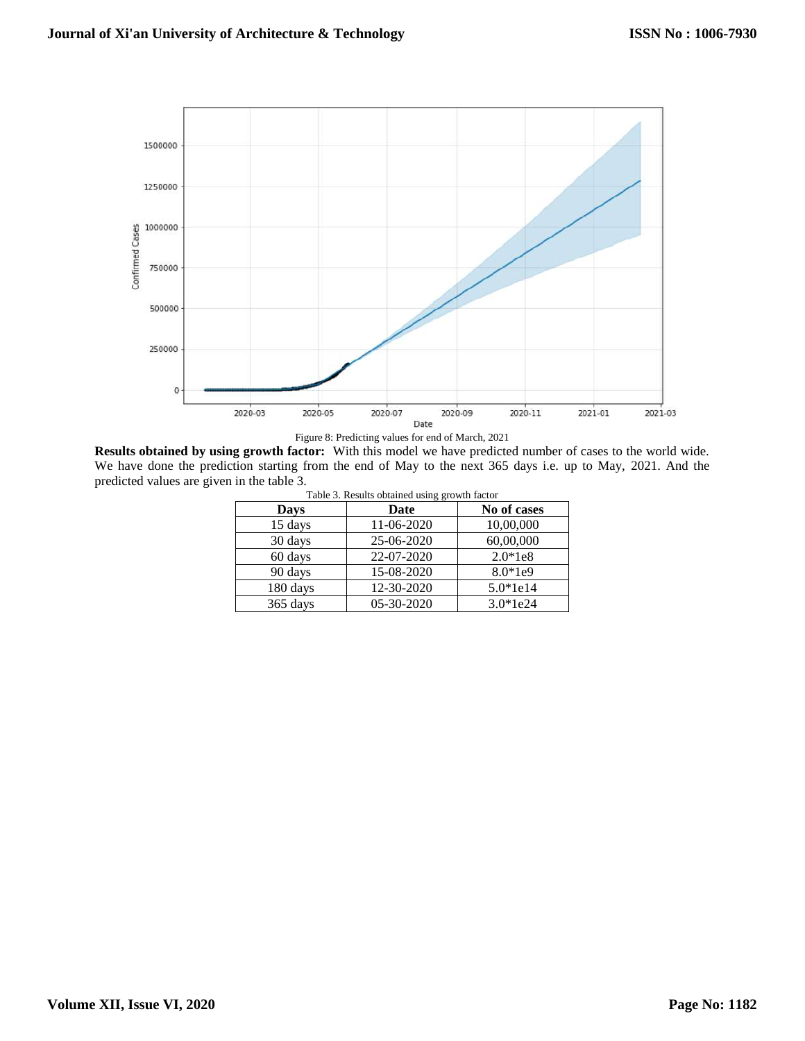Figure 8: Predicting values for end of March, 2021

**Results obtained by using growth factor:** With this model we have predicted number of cases to the world wide. We have done the prediction starting from the end of May to the next 365 days i.e. up to May, 2021. And the predicted values are given in the table 3.

Table 3. Results obtained using growth factor

| Days | Date | No of cases |
|---|---|---|
| 15 days | 11-06-2020 | 10,00,000 |
| 30 days | 25-06-2020 | 60,00,000 |
| 60 days | 22-07-2020 | 2.0*1e8 |
| 90 days | 15-08-2020 | 8.0*1e9 |
| 180 days | 12-30-2020 | 5.0*1e14 |
| 365 days | 05-30-2020 | 3.0*1e24 |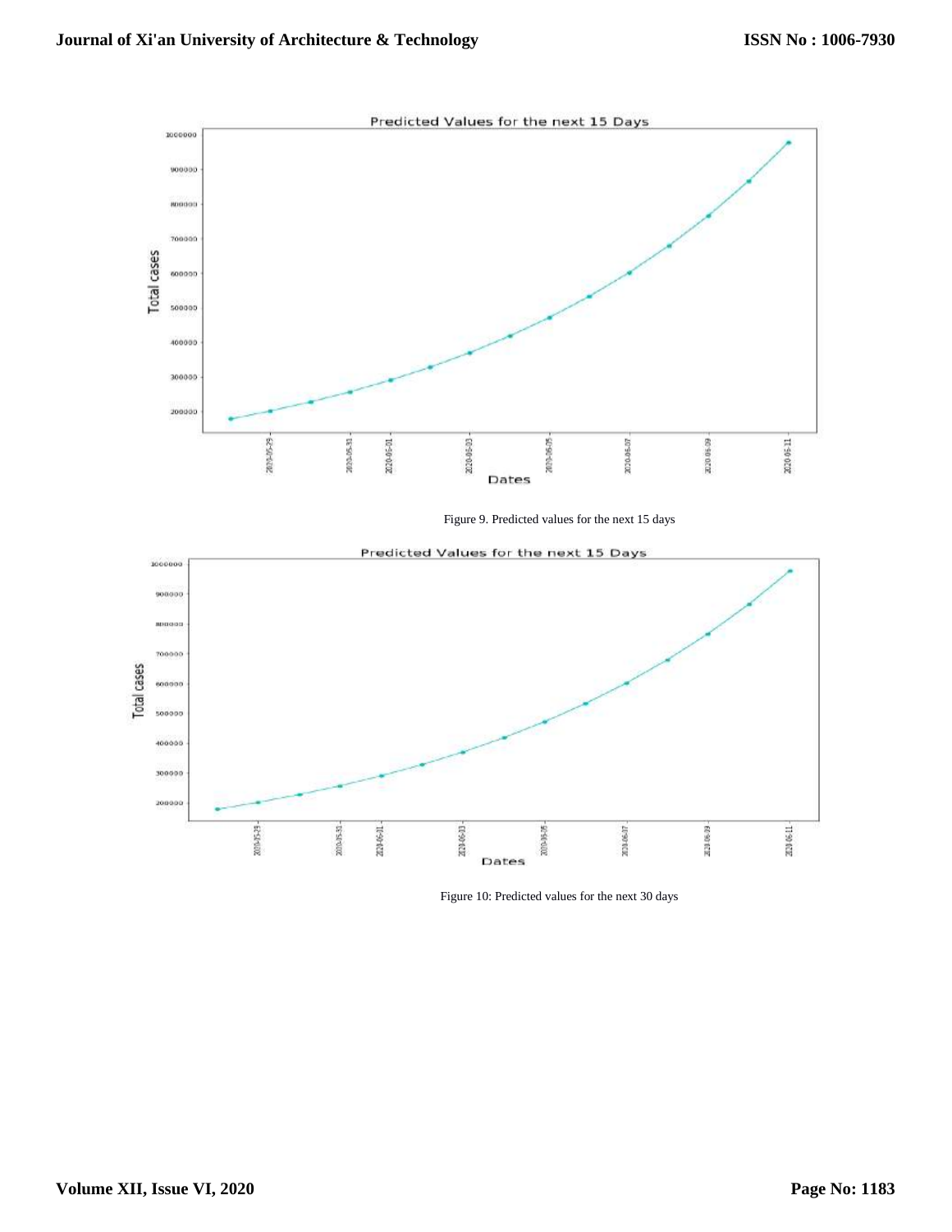Figure 9. Predicted values for the next 15 days

Figure 10: Predicted values for the next 30 days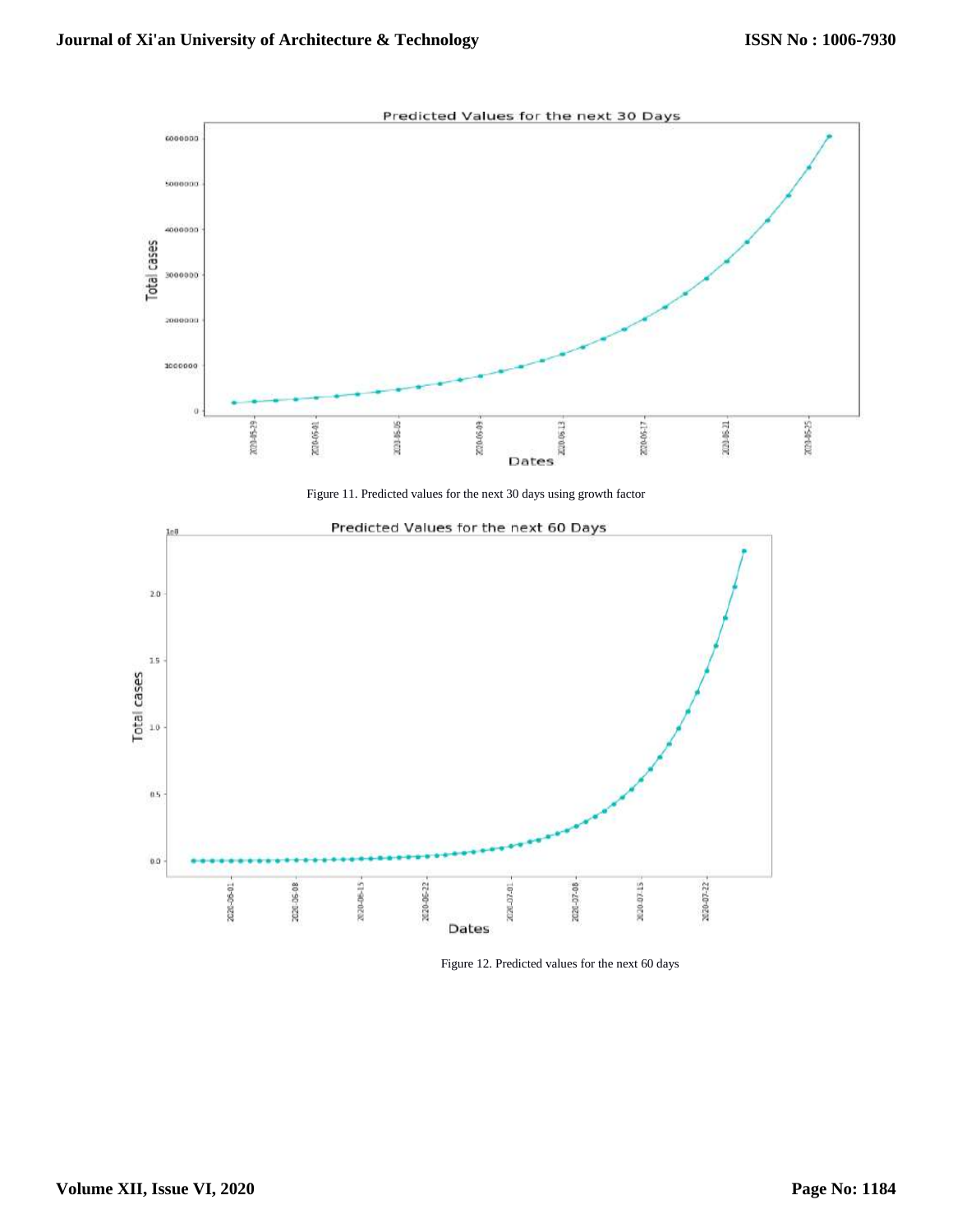Figure 11. Predicted values for the next 30 days using growth factor

Figure 12. Predicted values for the next 60 days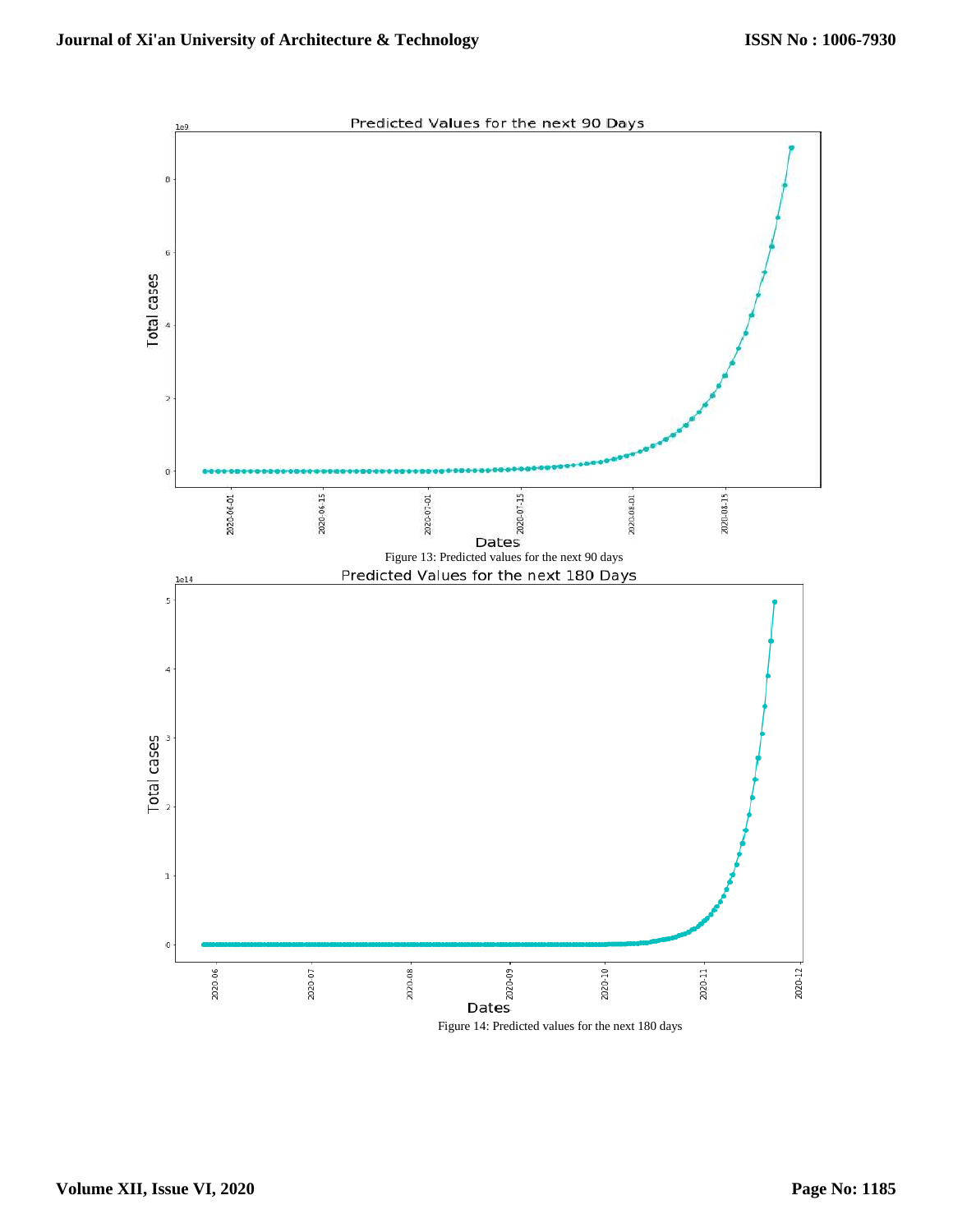Figure 13: Predicted values for the next 90 days

Figure 14: Predicted values for the next 180 days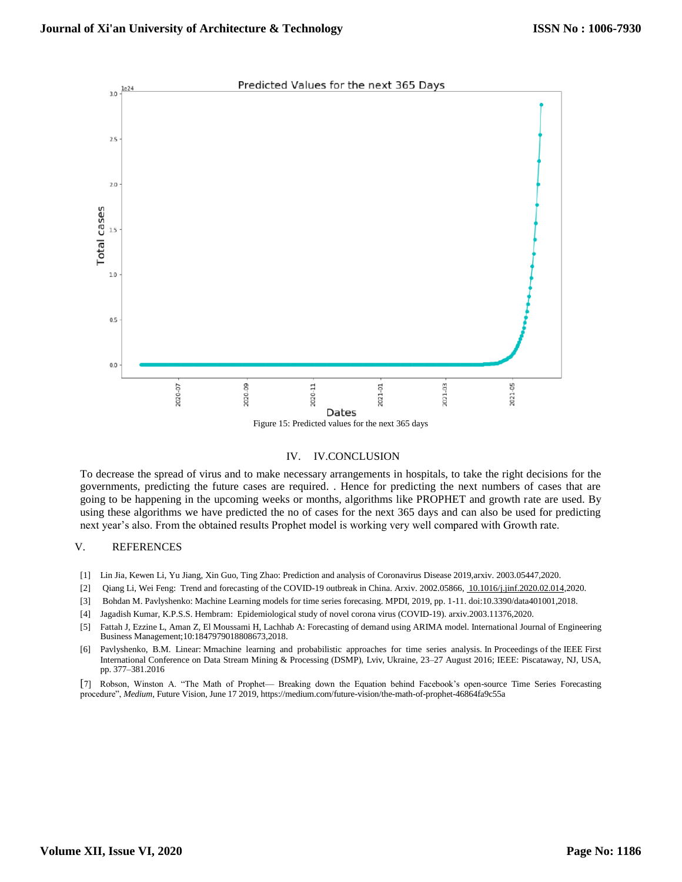Predicted Values for the next 365 Days

1e24

3.0

2.5

2.0

1.5

1.0

0.5

0.0

Total cases

2020-07

2020-09

2020-11

2021-01

2021-03

2021-05

Dates

Figure 15: Predicted values for the next 365 days

## IV. IV.CONCLUSION

To decrease the spread of virus and to make necessary arrangements in hospitals, to take the right decisions for the governments, predicting the future cases are required. . Hence for predicting the next numbers of cases that are going to be happening in the upcoming weeks or months, algorithms like PROPHET and growth rate are used. By using these algorithms we have predicted the no of cases for the next 365 days and can also be used for predicting next year's also. From the obtained results Prophet model is working very well compared with Growth rate.

## V. REFERENCES

[1] Lin Jia, Kewen Li, Yu Jiang, Xin Guo, Ting Zhao: Prediction and analysis of Coronavirus Disease 2019,arxiv. 2003.05447,2020.

[2] Qiang Li, Wei Feng: Trend and forecasting of the COVID-19 outbreak in China. Arxiv. 2002.05866, 10.1016/j.jinf.2020.02.014,2020.

[3] Bohdan M. Pavlyshenko: Machine Learning models for time series forecasing. MPDI, 2019, pp. 1-11. doi:10.3390/data401001,2018.

[4] Jagadish Kumar, K.P.S.S. Hembram: Epidemiological study of novel corona virus (COVID-19). arxiv.2003.11376,2020.

[5] Fattah J, Ezzine L, Aman Z, El Moussami H, Lachhab A: Forecasting of demand using ARIMA model. International Journal of Engineering Business Management;10:18479790188086 73,2018.

[6] Pavlyshenko, B.M. Linear: Mmachine learning and probabilistic approaches for time series analysis. In Proceedings of the IEEE First International Conference on Data Stream Mining & Processing (DSMP), Lviv, Ukraine, 23–27 August 2016; IEEE: Piscataway, NJ, USA, pp. 377–381.2016

[7] Robson, Winston A. "The Math of Prophet— Breaking down the Equation behind Facebook's open-source Time Series Forecasting procedure", *Medium*, Future Vision, June 17 2019, https://medium.com/future-vision/the-math-of-prophet-46864fa9c55a